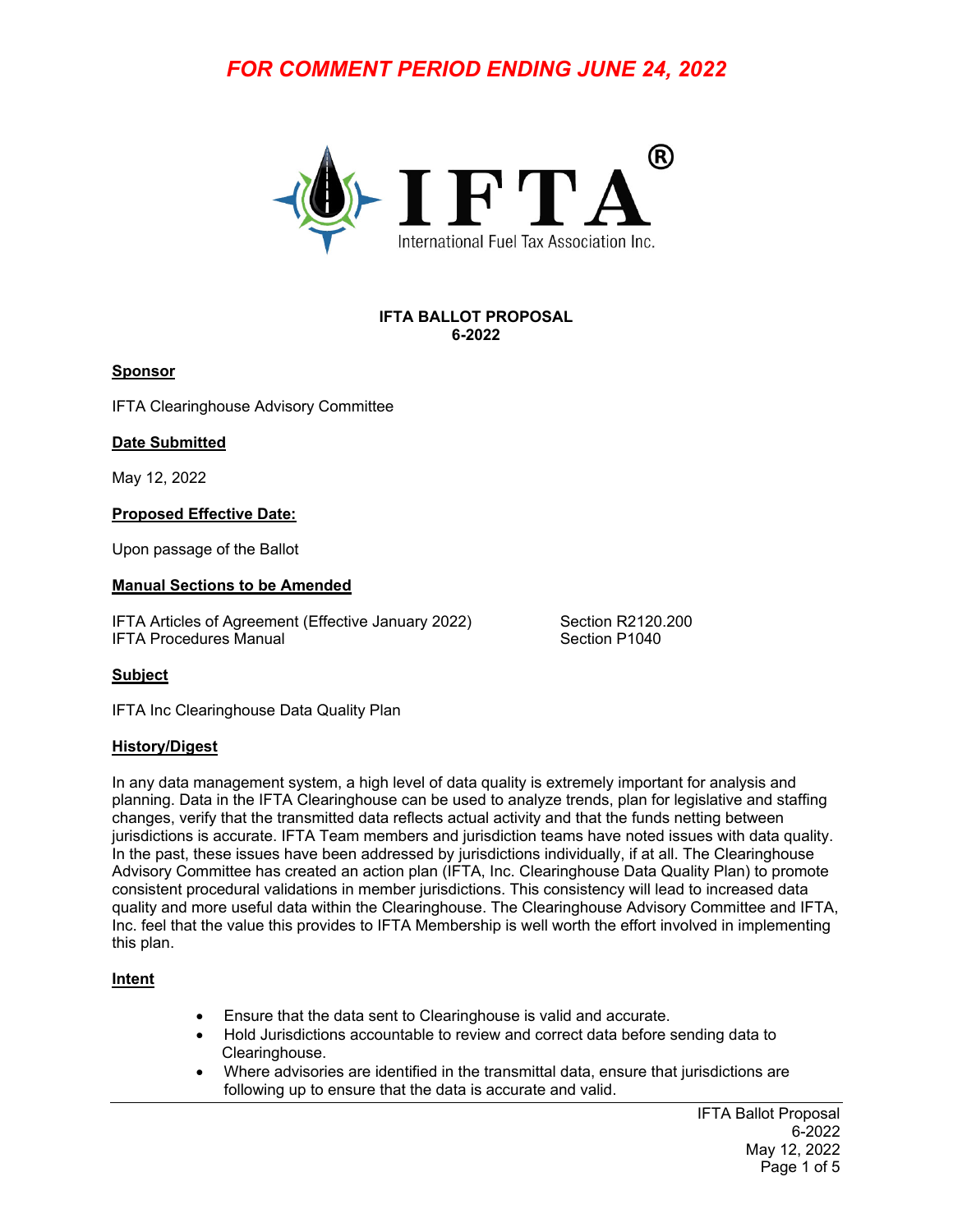*FOR COMMENT PERIOD ENDING JUNE 24, 2022*

IFTA®
International Fuel Tax Association Inc.

**IFTA BALLOT PROPOSAL**
**6-2022**

**Sponsor**

IFTA Clearinghouse Advisory Committee

**Date Submitted**

May 12, 2022

**Proposed Effective Date:**

Upon passage of the Ballot

**Manual Sections to be Amended**

| | |
|---|---|
| IFTA Articles of Agreement (Effective January 2022) | Section R2120.200 |
| IFTA Procedures Manual | Section P1040 |

**Subject**

IFTA Inc Clearinghouse Data Quality Plan

**History/Digest**

In any data management system, a high level of data quality is extremely important for analysis and planning. Data in the IFTA Clearinghouse can be used to analyze trends, plan for legislative and staffing changes, verify that the transmitted data reflects actual activity and that the funds netting between jurisdictions is accurate. IFTA Team members and jurisdiction teams have noted issues with data quality. In the past, these issues have been addressed by jurisdictions individually, if at all. The Clearinghouse Advisory Committee has created an action plan (IFTA, Inc. Clearinghouse Data Quality Plan) to promote consistent procedural validations in member jurisdictions. This consistency will lead to increased data quality and more useful data within the Clearinghouse. The Clearinghouse Advisory Committee and IFTA, Inc. feel that the value this provides to IFTA Membership is well worth the effort involved in implementing this plan.

**Intent**

- Ensure that the data sent to Clearinghouse is valid and accurate.
- Hold Jurisdictions accountable to review and correct data before sending data to Clearinghouse.
- Where advisories are identified in the transmittal data, ensure that jurisdictions are following up to ensure that the data is accurate and valid.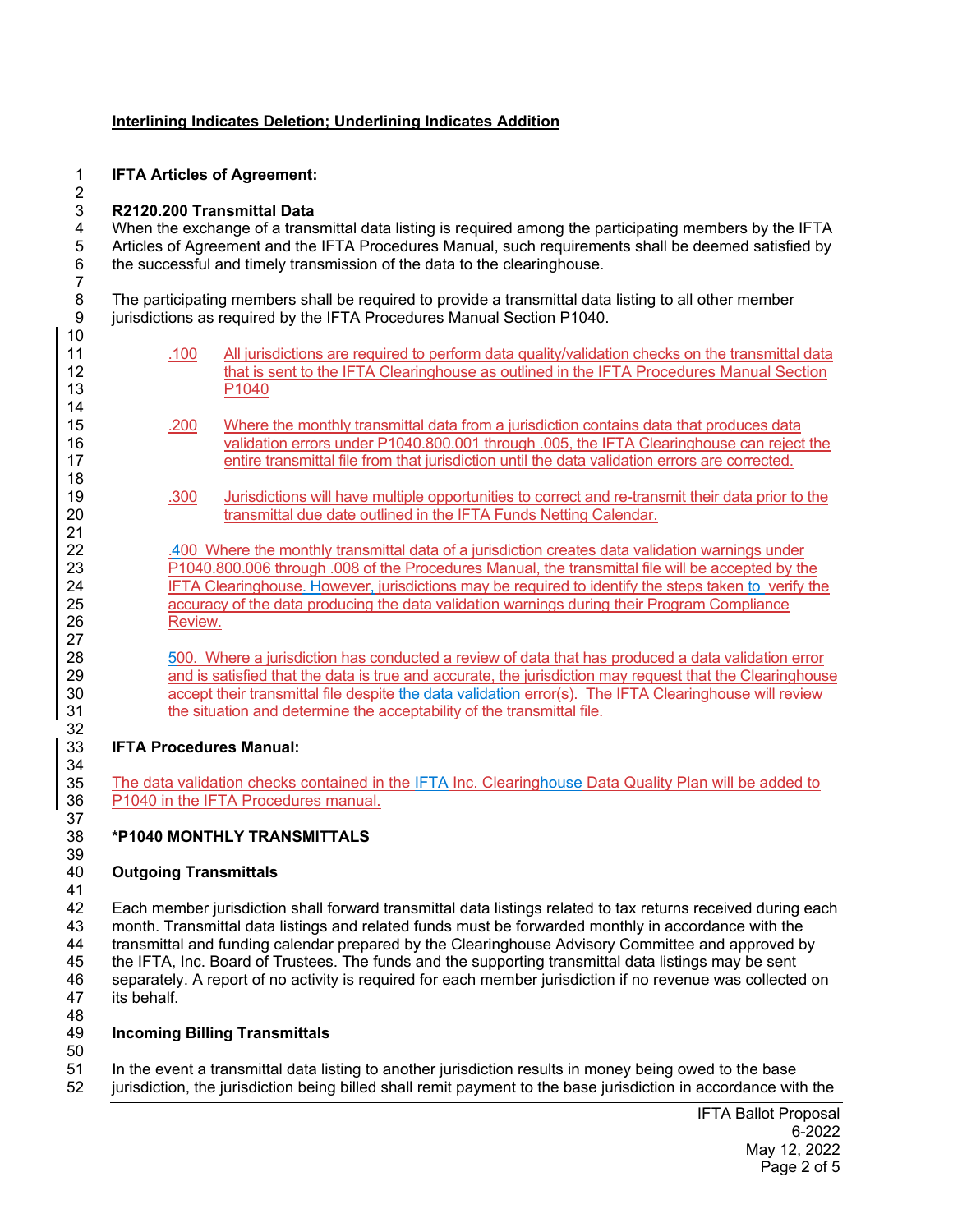**Interlining Indicates Deletion; Underlining Indicates Addition**

**IFTA Articles of Agreement:**

**R2120.200 Transmittal Data**

When the exchange of a transmittal data listing is required among the participating members by the IFTA Articles of Agreement and the IFTA Procedures Manual, such requirements shall be deemed satisfied by the successful and timely transmission of the data to the clearinghouse.

The participating members shall be required to provide a transmittal data listing to all other member jurisdictions as required by the IFTA Procedures Manual Section P1040.

.100 All jurisdictions are required to perform data quality/validation checks on the transmittal data that is sent to the IFTA Clearinghouse as outlined in the IFTA Procedures Manual Section P1040

.200 Where the monthly transmittal data from a jurisdiction contains data that produces data validation errors under P1040.800.001 through .005, the IFTA Clearinghouse can reject the entire transmittal file from that jurisdiction until the data validation errors are corrected.

.300 Jurisdictions will have multiple opportunities to correct and re-transmit their data prior to the transmittal due date outlined in the IFTA Funds Netting Calendar.

.400 Where the monthly transmittal data of a jurisdiction creates data validation warnings under P1040.800.006 through .008 of the Procedures Manual, the transmittal file will be accepted by the IFTA Clearinghouse. However, jurisdictions may be required to identify the steps taken to verify the accuracy of the data producing the data validation warnings during their Program Compliance Review.

500. Where a jurisdiction has conducted a review of data that has produced a data validation error and is satisfied that the data is true and accurate, the jurisdiction may request that the Clearinghouse accept their transmittal file despite the data validation error(s). The IFTA Clearinghouse will review the situation and determine the acceptability of the transmittal file.

**IFTA Procedures Manual:**

The data validation checks contained in the IFTA Inc. Clearinghouse Data Quality Plan will be added to P1040 in the IFTA Procedures manual.

**\*P1040 MONTHLY TRANSMITTALS**

**Outgoing Transmittals**

Each member jurisdiction shall forward transmittal data listings related to tax returns received during each month. Transmittal data listings and related funds must be forwarded monthly in accordance with the transmittal and funding calendar prepared by the Clearinghouse Advisory Committee and approved by the IFTA, Inc. Board of Trustees. The funds and the supporting transmittal data listings may be sent separately. A report of no activity is required for each member jurisdiction if no revenue was collected on its behalf.

**Incoming Billing Transmittals**

In the event a transmittal data listing to another jurisdiction results in money being owed to the base jurisdiction, the jurisdiction being billed shall remit payment to the base jurisdiction in accordance with the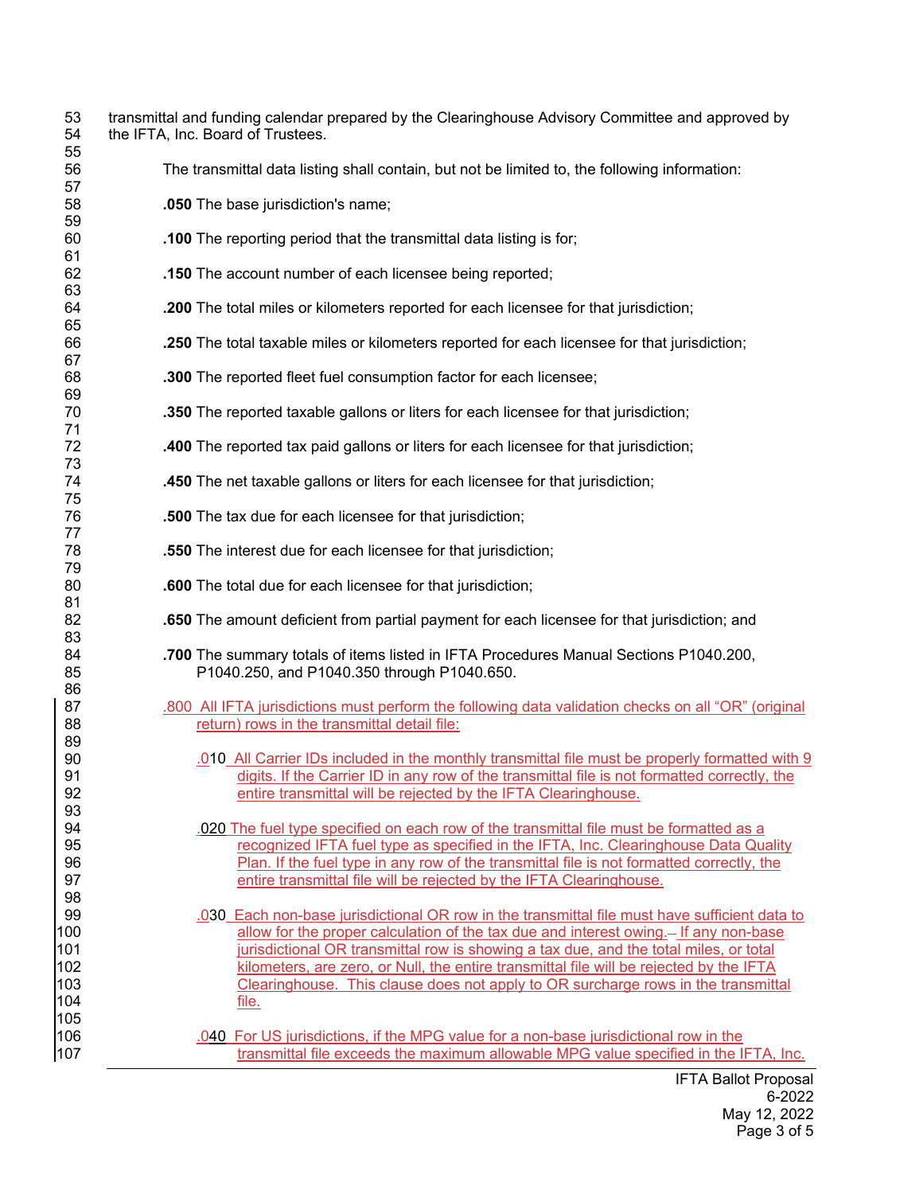transmittal and funding calendar prepared by the Clearinghouse Advisory Committee and approved by the IFTA, Inc. Board of Trustees.

The transmittal data listing shall contain, but not be limited to, the following information:

**.050** The base jurisdiction's name;

**.100** The reporting period that the transmittal data listing is for;

**.150** The account number of each licensee being reported;

**.200** The total miles or kilometers reported for each licensee for that jurisdiction;

**.250** The total taxable miles or kilometers reported for each licensee for that jurisdiction;

**.300** The reported fleet fuel consumption factor for each licensee;

**.350** The reported taxable gallons or liters for each licensee for that jurisdiction;

**.400** The reported tax paid gallons or liters for each licensee for that jurisdiction;

**.450** The net taxable gallons or liters for each licensee for that jurisdiction;

**.500** The tax due for each licensee for that jurisdiction;

**.550** The interest due for each licensee for that jurisdiction;

**.600** The total due for each licensee for that jurisdiction;

**.650** The amount deficient from partial payment for each licensee for that jurisdiction; and

**.700** The summary totals of items listed in IFTA Procedures Manual Sections P1040.200, P1040.250, and P1040.350 through P1040.650.

.800 All IFTA jurisdictions must perform the following data validation checks on all "OR" (original return) rows in the transmittal detail file:

.010 All Carrier IDs included in the monthly transmittal file must be properly formatted with 9 digits. If the Carrier ID in any row of the transmittal file is not formatted correctly, the entire transmittal will be rejected by the IFTA Clearinghouse.

.020 The fuel type specified on each row of the transmittal file must be formatted as a recognized IFTA fuel type as specified in the IFTA, Inc. Clearinghouse Data Quality Plan. If the fuel type in any row of the transmittal file is not formatted correctly, the entire transmittal file will be rejected by the IFTA Clearinghouse.

.030 Each non-base jurisdictional OR row in the transmittal file must have sufficient data to allow for the proper calculation of the tax due and interest owing. If any non-base jurisdictional OR transmittal row is showing a tax due, and the total miles, or total kilometers, are zero, or Null, the entire transmittal file will be rejected by the IFTA Clearinghouse. This clause does not apply to OR surcharge rows in the transmittal file.

.040 For US jurisdictions, if the MPG value for a non-base jurisdictional row in the transmittal file exceeds the maximum allowable MPG value specified in the IFTA, Inc.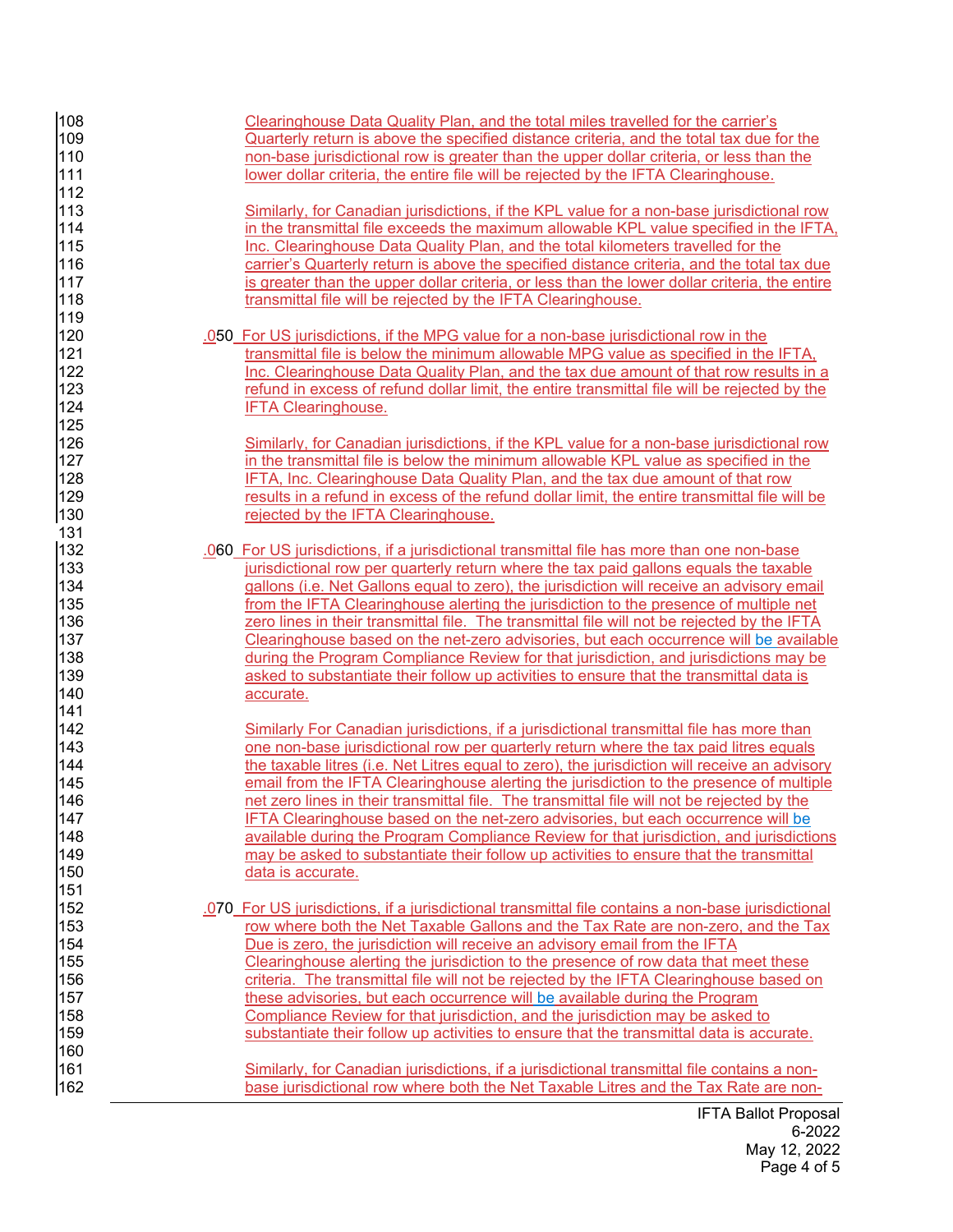Clearinghouse Data Quality Plan, and the total miles travelled for the carrier's Quarterly return is above the specified distance criteria, and the total tax due for the non-base jurisdictional row is greater than the upper dollar criteria, or less than the lower dollar criteria, the entire file will be rejected by the IFTA Clearinghouse.

Similarly, for Canadian jurisdictions, if the KPL value for a non-base jurisdictional row in the transmittal file exceeds the maximum allowable KPL value specified in the IFTA, Inc. Clearinghouse Data Quality Plan, and the total kilometers travelled for the carrier's Quarterly return is above the specified distance criteria, and the total tax due is greater than the upper dollar criteria, or less than the lower dollar criteria, the entire transmittal file will be rejected by the IFTA Clearinghouse.

.050 For US jurisdictions, if the MPG value for a non-base jurisdictional row in the transmittal file is below the minimum allowable MPG value as specified in the IFTA, Inc. Clearinghouse Data Quality Plan, and the tax due amount of that row results in a refund in excess of refund dollar limit, the entire transmittal file will be rejected by the IFTA Clearinghouse.

Similarly, for Canadian jurisdictions, if the KPL value for a non-base jurisdictional row in the transmittal file is below the minimum allowable KPL value as specified in the IFTA, Inc. Clearinghouse Data Quality Plan, and the tax due amount of that row results in a refund in excess of the refund dollar limit, the entire transmittal file will be rejected by the IFTA Clearinghouse.

.060 For US jurisdictions, if a jurisdictional transmittal file has more than one non-base jurisdictional row per quarterly return where the tax paid gallons equals the taxable gallons (i.e. Net Gallons equal to zero), the jurisdiction will receive an advisory email from the IFTA Clearinghouse alerting the jurisdiction to the presence of multiple net zero lines in their transmittal file. The transmittal file will not be rejected by the IFTA Clearinghouse based on the net-zero advisories, but each occurrence will be available during the Program Compliance Review for that jurisdiction, and jurisdictions may be asked to substantiate their follow up activities to ensure that the transmittal data is accurate.

Similarly For Canadian jurisdictions, if a jurisdictional transmittal file has more than one non-base jurisdictional row per quarterly return where the tax paid litres equals the taxable litres (i.e. Net Litres equal to zero), the jurisdiction will receive an advisory email from the IFTA Clearinghouse alerting the jurisdiction to the presence of multiple net zero lines in their transmittal file. The transmittal file will not be rejected by the IFTA Clearinghouse based on the net-zero advisories, but each occurrence will be available during the Program Compliance Review for that jurisdiction, and jurisdictions may be asked to substantiate their follow up activities to ensure that the transmittal data is accurate.

.070 For US jurisdictions, if a jurisdictional transmittal file contains a non-base jurisdictional row where both the Net Taxable Gallons and the Tax Rate are non-zero, and the Tax Due is zero, the jurisdiction will receive an advisory email from the IFTA Clearinghouse alerting the jurisdiction to the presence of row data that meet these criteria. The transmittal file will not be rejected by the IFTA Clearinghouse based on these advisories, but each occurrence will be available during the Program Compliance Review for that jurisdiction, and the jurisdiction may be asked to substantiate their follow up activities to ensure that the transmittal data is accurate.

Similarly, for Canadian jurisdictions, if a jurisdictional transmittal file contains a non-base jurisdictional row where both the Net Taxable Litres and the Tax Rate are non-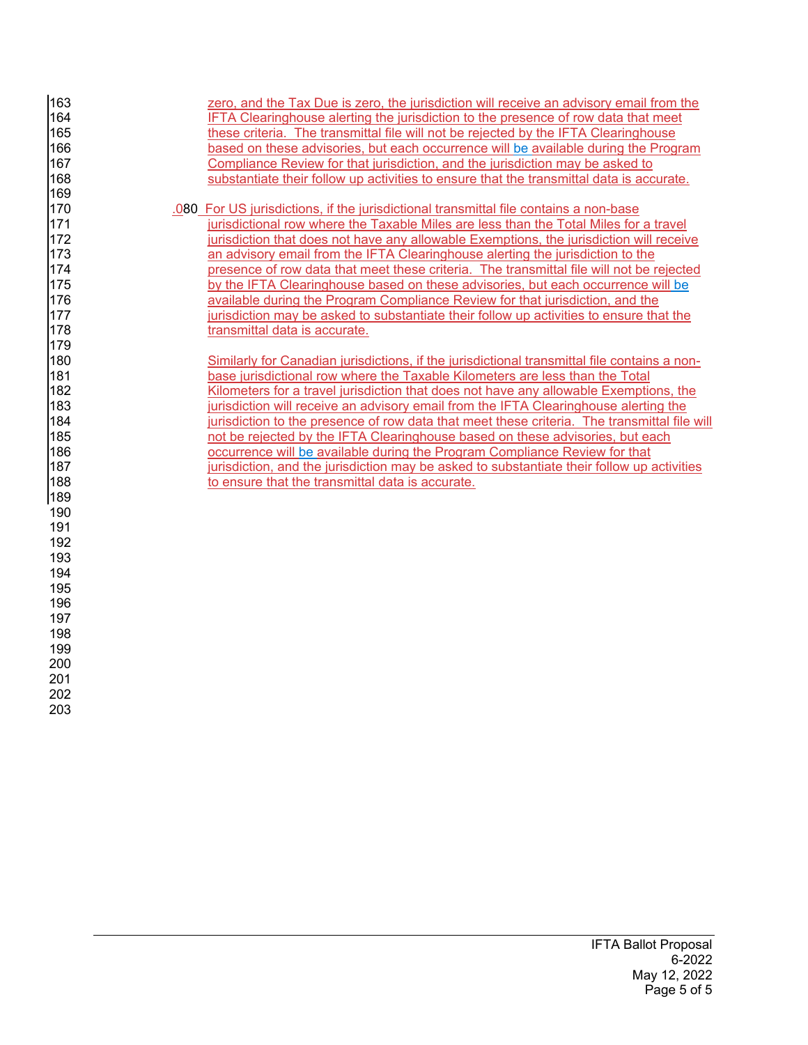zero, and the Tax Due is zero, the jurisdiction will receive an advisory email from the IFTA Clearinghouse alerting the jurisdiction to the presence of row data that meet these criteria. The transmittal file will not be rejected by the IFTA Clearinghouse based on these advisories, but each occurrence will be available during the Program Compliance Review for that jurisdiction, and the jurisdiction may be asked to substantiate their follow up activities to ensure that the transmittal data is accurate.

.080 For US jurisdictions, if the jurisdictional transmittal file contains a non-base jurisdictional row where the Taxable Miles are less than the Total Miles for a travel jurisdiction that does not have any allowable Exemptions, the jurisdiction will receive an advisory email from the IFTA Clearinghouse alerting the jurisdiction to the presence of row data that meet these criteria. The transmittal file will not be rejected by the IFTA Clearinghouse based on these advisories, but each occurrence will be available during the Program Compliance Review for that jurisdiction, and the jurisdiction may be asked to substantiate their follow up activities to ensure that the transmittal data is accurate.

Similarly for Canadian jurisdictions, if the jurisdictional transmittal file contains a non-base jurisdictional row where the Taxable Kilometers are less than the Total Kilometers for a travel jurisdiction that does not have any allowable Exemptions, the jurisdiction will receive an advisory email from the IFTA Clearinghouse alerting the jurisdiction to the presence of row data that meet these criteria. The transmittal file will not be rejected by the IFTA Clearinghouse based on these advisories, but each occurrence will be available during the Program Compliance Review for that jurisdiction, and the jurisdiction may be asked to substantiate their follow up activities to ensure that the transmittal data is accurate.